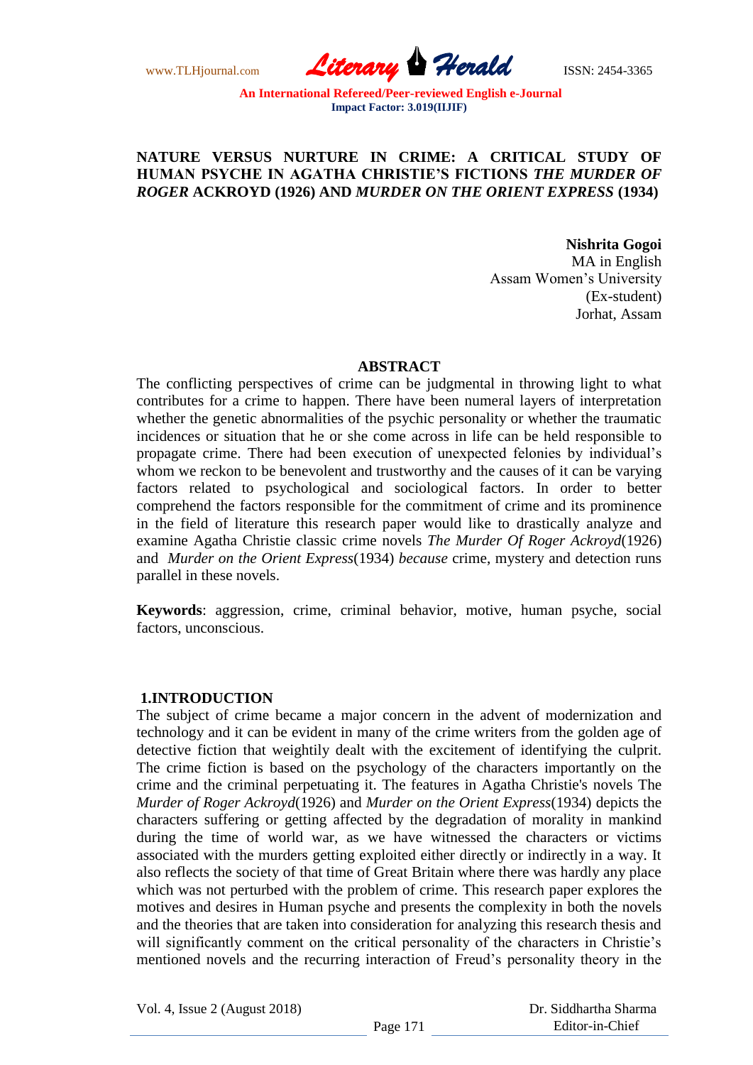# NATURE VERSUS NURTURE IN CRIME: A CRITICAL STUDY OF HUMAN PSYCHE IN AGATHA CHRISTIE'S FICTIONS *THE MURDER OF ROGER* ACKROYD (1926) AND *MURDER ON THE ORIENT EXPRESS* (1934)

**Nishrita Gogoi**
MA in English
Assam Women's University
(Ex-student)
Jorhat, Assam

## ABSTRACT

The conflicting perspectives of crime can be judgmental in throwing light to what contributes for a crime to happen. There have been numeral layers of interpretation whether the genetic abnormalities of the psychic personality or whether the traumatic incidences or situation that he or she come across in life can be held responsible to propagate crime. There had been execution of unexpected felonies by individual's whom we reckon to be benevolent and trustworthy and the causes of it can be varying factors related to psychological and sociological factors. In order to better comprehend the factors responsible for the commitment of crime and its prominence in the field of literature this research paper would like to drastically analyze and examine Agatha Christie classic crime novels *The Murder Of Roger Ackroyd*(1926) and *Murder on the Orient Express*(1934) *because* crime, mystery and detection runs parallel in these novels.

**Keywords**: aggression, crime, criminal behavior, motive, human psyche, social factors, unconscious.

## 1.INTRODUCTION

The subject of crime became a major concern in the advent of modernization and technology and it can be evident in many of the crime writers from the golden age of detective fiction that weightily dealt with the excitement of identifying the culprit. The crime fiction is based on the psychology of the characters importantly on the crime and the criminal perpetuating it. The features in Agatha Christie's novels The *Murder of Roger Ackroyd*(1926) and *Murder on the Orient Express*(1934) depicts the characters suffering or getting affected by the degradation of morality in mankind during the time of world war, as we have witnessed the characters or victims associated with the murders getting exploited either directly or indirectly in a way. It also reflects the society of that time of Great Britain where there was hardly any place which was not perturbed with the problem of crime. This research paper explores the motives and desires in Human psyche and presents the complexity in both the novels and the theories that are taken into consideration for analyzing this research thesis and will significantly comment on the critical personality of the characters in Christie's mentioned novels and the recurring interaction of Freud's personality theory in the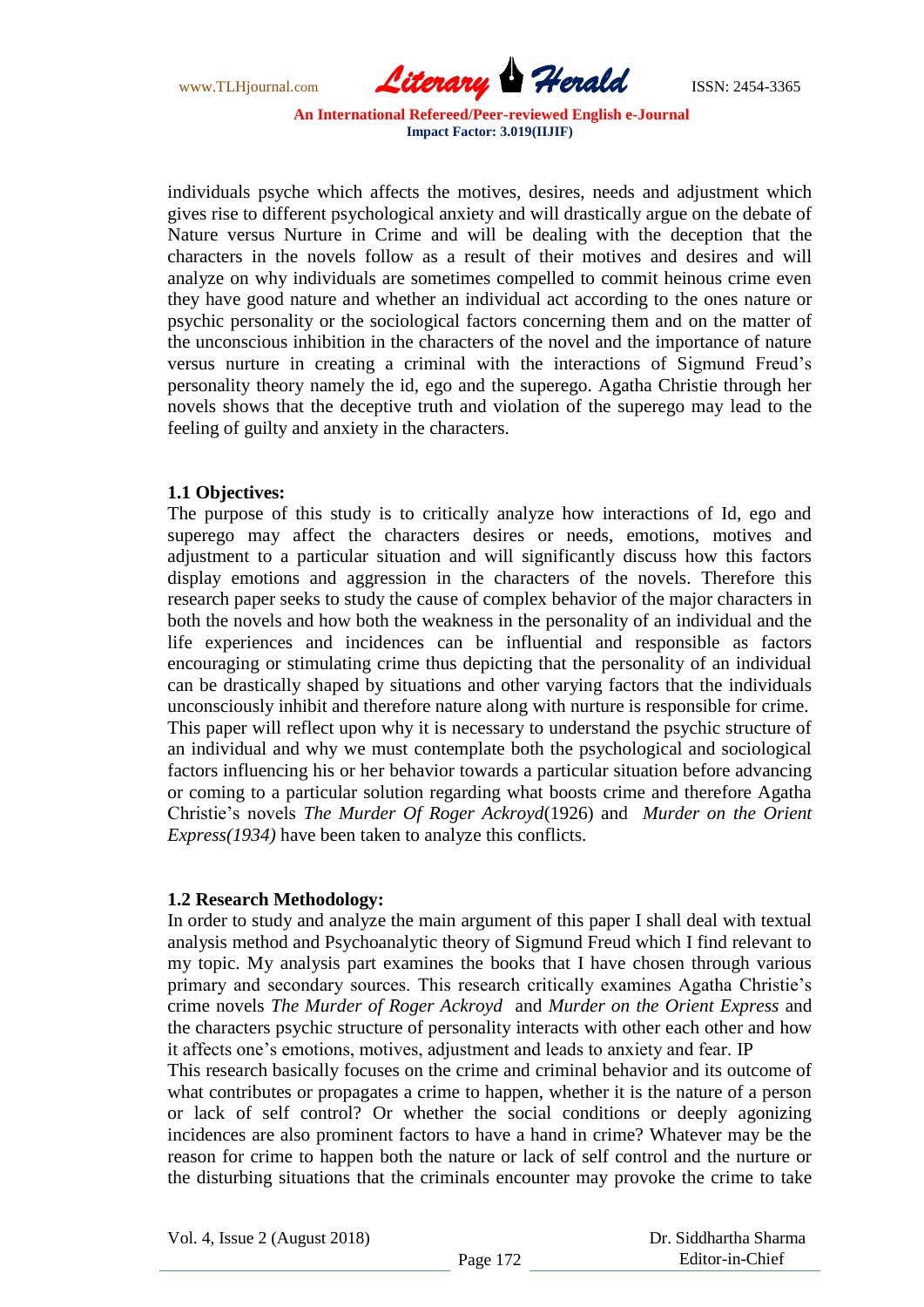individuals psyche which affects the motives, desires, needs and adjustment which gives rise to different psychological anxiety and will drastically argue on the debate of Nature versus Nurture in Crime and will be dealing with the deception that the characters in the novels follow as a result of their motives and desires and will analyze on why individuals are sometimes compelled to commit heinous crime even they have good nature and whether an individual act according to the ones nature or psychic personality or the sociological factors concerning them and on the matter of the unconscious inhibition in the characters of the novel and the importance of nature versus nurture in creating a criminal with the interactions of Sigmund Freud's personality theory namely the id, ego and the superego. Agatha Christie through her novels shows that the deceptive truth and violation of the superego may lead to the feeling of guilty and anxiety in the characters.

**1.1 Objectives:**

The purpose of this study is to critically analyze how interactions of Id, ego and superego may affect the characters desires or needs, emotions, motives and adjustment to a particular situation and will significantly discuss how this factors display emotions and aggression in the characters of the novels. Therefore this research paper seeks to study the cause of complex behavior of the major characters in both the novels and how both the weakness in the personality of an individual and the life experiences and incidences can be influential and responsible as factors encouraging or stimulating crime thus depicting that the personality of an individual can be drastically shaped by situations and other varying factors that the individuals unconsciously inhibit and therefore nature along with nurture is responsible for crime. This paper will reflect upon why it is necessary to understand the psychic structure of an individual and why we must contemplate both the psychological and sociological factors influencing his or her behavior towards a particular situation before advancing or coming to a particular solution regarding what boosts crime and therefore Agatha Christie's novels *The Murder Of Roger Ackroyd*(1926) and *Murder on the Orient Express(1934)* have been taken to analyze this conflicts.

**1.2 Research Methodology:**

In order to study and analyze the main argument of this paper I shall deal with textual analysis method and Psychoanalytic theory of Sigmund Freud which I find relevant to my topic. My analysis part examines the books that I have chosen through various primary and secondary sources. This research critically examines Agatha Christie's crime novels *The Murder of Roger Ackroyd* and *Murder on the Orient Express* and the characters psychic structure of personality interacts with other each other and how it affects one's emotions, motives, adjustment and leads to anxiety and fear. IP

This research basically focuses on the crime and criminal behavior and its outcome of what contributes or propagates a crime to happen, whether it is the nature of a person or lack of self control? Or whether the social conditions or deeply agonizing incidences are also prominent factors to have a hand in crime? Whatever may be the reason for crime to happen both the nature or lack of self control and the nurture or the disturbing situations that the criminals encounter may provoke the crime to take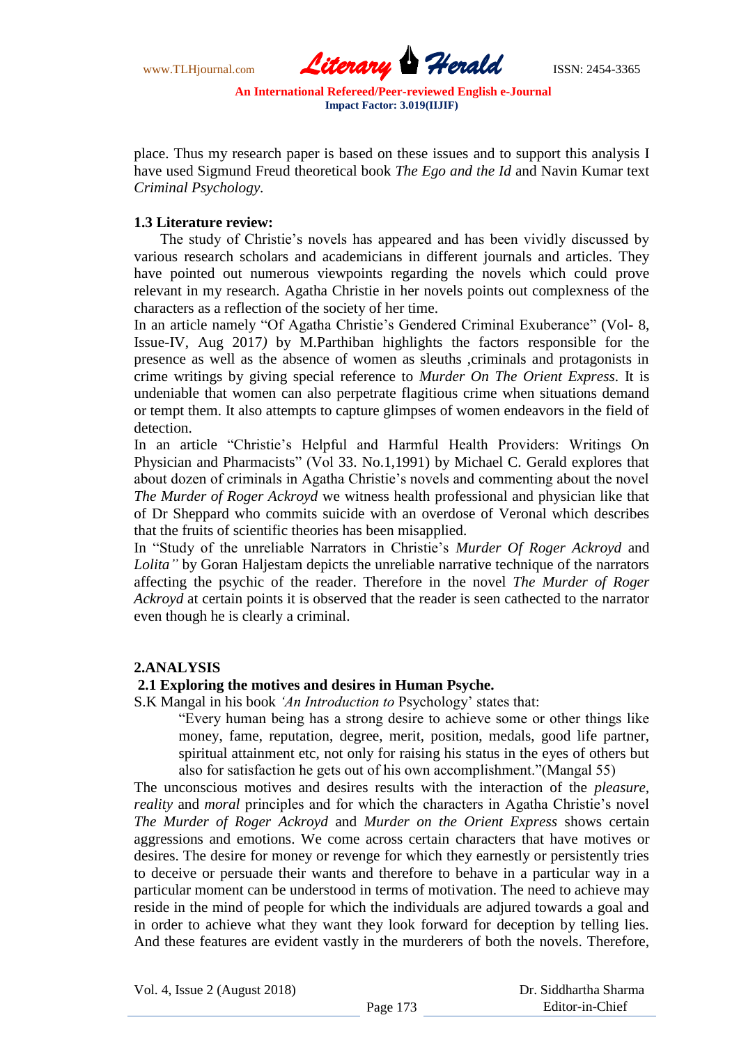place. Thus my research paper is based on these issues and to support this analysis I have used Sigmund Freud theoretical book *The Ego and the Id* and Navin Kumar text *Criminal Psychology*.

### 1.3 Literature review:

The study of Christie's novels has appeared and has been vividly discussed by various research scholars and academicians in different journals and articles. They have pointed out numerous viewpoints regarding the novels which could prove relevant in my research. Agatha Christie in her novels points out complexness of the characters as a reflection of the society of her time.

In an article namely "Of Agatha Christie's Gendered Criminal Exuberance" (Vol- 8, Issue-IV, Aug 2017*)* by M.Parthiban highlights the factors responsible for the presence as well as the absence of women as sleuths ,criminals and protagonists in crime writings by giving special reference to *Murder On The Orient Express*. It is undeniable that women can also perpetrate flagitious crime when situations demand or tempt them. It also attempts to capture glimpses of women endeavors in the field of detection.

In an article "Christie's Helpful and Harmful Health Providers: Writings On Physician and Pharmacists" (Vol 33. No.1,1991) by Michael C. Gerald explores that about dozen of criminals in Agatha Christie's novels and commenting about the novel *The Murder of Roger Ackroyd* we witness health professional and physician like that of Dr Sheppard who commits suicide with an overdose of Veronal which describes that the fruits of scientific theories has been misapplied.

In "Study of the unreliable Narrators in Christie's *Murder Of Roger Ackroyd* and *Lolita"* by Goran Haljestam depicts the unreliable narrative technique of the narrators affecting the psychic of the reader. Therefore in the novel *The Murder of Roger Ackroyd* at certain points it is observed that the reader is seen cathected to the narrator even though he is clearly a criminal.

## 2.ANALYSIS

### 2.1 Exploring the motives and desires in Human Psyche.

S.K Mangal in his book *'An Introduction to* Psychology' states that:

> "Every human being has a strong desire to achieve some or other things like money, fame, reputation, degree, merit, position, medals, good life partner, spiritual attainment etc, not only for raising his status in the eyes of others but also for satisfaction he gets out of his own accomplishment."(Mangal 55)

The unconscious motives and desires results with the interaction of the *pleasure, reality* and *moral* principles and for which the characters in Agatha Christie's novel *The Murder of Roger Ackroyd* and *Murder on the Orient Express* shows certain aggressions and emotions. We come across certain characters that have motives or desires. The desire for money or revenge for which they earnestly or persistently tries to deceive or persuade their wants and therefore to behave in a particular way in a particular moment can be understood in terms of motivation. The need to achieve may reside in the mind of people for which the individuals are adjured towards a goal and in order to achieve what they want they look forward for deception by telling lies. And these features are evident vastly in the murderers of both the novels. Therefore,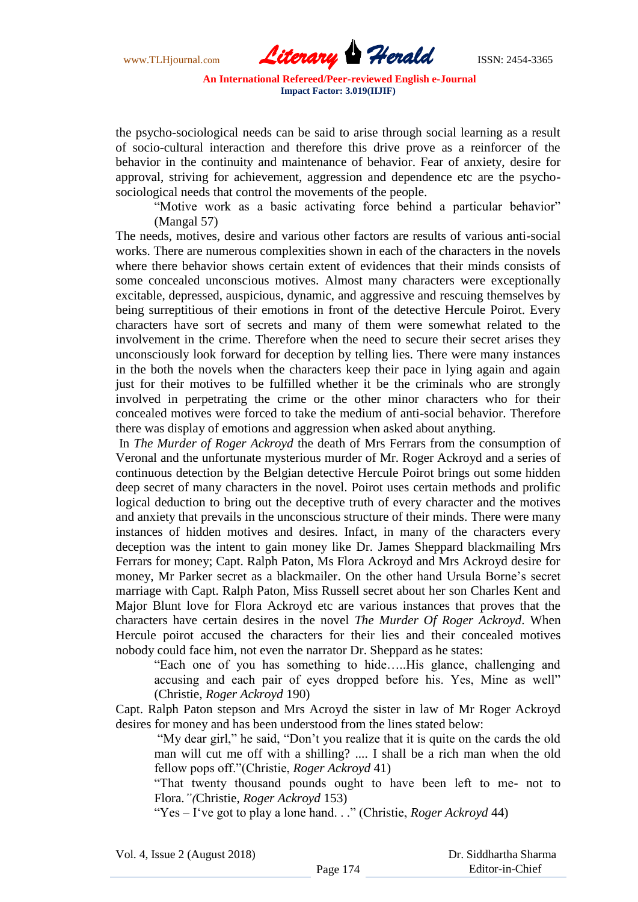the psycho-sociological needs can be said to arise through social learning as a result of socio-cultural interaction and therefore this drive prove as a reinforcer of the behavior in the continuity and maintenance of behavior. Fear of anxiety, desire for approval, striving for achievement, aggression and dependence etc are the psycho-sociological needs that control the movements of the people.

> "Motive work as a basic activating force behind a particular behavior" (Mangal 57)

The needs, motives, desire and various other factors are results of various anti-social works. There are numerous complexities shown in each of the characters in the novels where there behavior shows certain extent of evidences that their minds consists of some concealed unconscious motives. Almost many characters were exceptionally excitable, depressed, auspicious, dynamic, and aggressive and rescuing themselves by being surreptitious of their emotions in front of the detective Hercule Poirot. Every characters have sort of secrets and many of them were somewhat related to the involvement in the crime. Therefore when the need to secure their secret arises they unconsciously look forward for deception by telling lies. There were many instances in the both the novels when the characters keep their pace in lying again and again just for their motives to be fulfilled whether it be the criminals who are strongly involved in perpetrating the crime or the other minor characters who for their concealed motives were forced to take the medium of anti-social behavior. Therefore there was display of emotions and aggression when asked about anything.

In *The Murder of Roger Ackroyd* the death of Mrs Ferrars from the consumption of Veronal and the unfortunate mysterious murder of Mr. Roger Ackroyd and a series of continuous detection by the Belgian detective Hercule Poirot brings out some hidden deep secret of many characters in the novel. Poirot uses certain methods and prolific logical deduction to bring out the deceptive truth of every character and the motives and anxiety that prevails in the unconscious structure of their minds. There were many instances of hidden motives and desires. Infact, in many of the characters every deception was the intent to gain money like Dr. James Sheppard blackmailing Mrs Ferrars for money; Capt. Ralph Paton, Ms Flora Ackroyd and Mrs Ackroyd desire for money, Mr Parker secret as a blackmailer. On the other hand Ursula Borne's secret marriage with Capt. Ralph Paton, Miss Russell secret about her son Charles Kent and Major Blunt love for Flora Ackroyd etc are various instances that proves that the characters have certain desires in the novel *The Murder Of Roger Ackroyd*. When Hercule poirot accused the characters for their lies and their concealed motives nobody could face him, not even the narrator Dr. Sheppard as he states:

> "Each one of you has something to hide…..His glance, challenging and accusing and each pair of eyes dropped before his. Yes, Mine as well" (Christie, *Roger Ackroyd* 190)

Capt. Ralph Paton stepson and Mrs Acroyd the sister in law of Mr Roger Ackroyd desires for money and has been understood from the lines stated below:

> "My dear girl," he said, "Don't you realize that it is quite on the cards the old man will cut me off with a shilling? .... I shall be a rich man when the old fellow pops off."(Christie, *Roger Ackroyd* 41)
>
> "That twenty thousand pounds ought to have been left to me- not to Flora.*"(*Christie, *Roger Ackroyd* 153)
>
> "Yes – I've got to play a lone hand. . ." (Christie, *Roger Ackroyd* 44)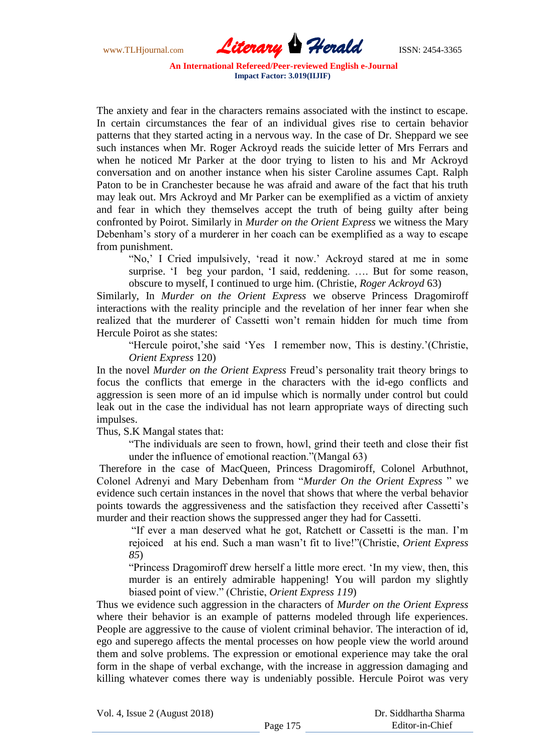The anxiety and fear in the characters remains associated with the instinct to escape. In certain circumstances the fear of an individual gives rise to certain behavior patterns that they started acting in a nervous way. In the case of Dr. Sheppard we see such instances when Mr. Roger Ackroyd reads the suicide letter of Mrs Ferrars and when he noticed Mr Parker at the door trying to listen to his and Mr Ackroyd conversation and on another instance when his sister Caroline assumes Capt. Ralph Paton to be in Cranchester because he was afraid and aware of the fact that his truth may leak out. Mrs Ackroyd and Mr Parker can be exemplified as a victim of anxiety and fear in which they themselves accept the truth of being guilty after being confronted by Poirot. Similarly in *Murder on the Orient Express* we witness the Mary Debenham's story of a murderer in her coach can be exemplified as a way to escape from punishment.

> "No,' I Cried impulsively, 'read it now.' Ackroyd stared at me in some surprise. 'I beg your pardon, 'I said, reddening. …. But for some reason, obscure to myself, I continued to urge him. (Christie, *Roger Ackroyd* 63)

Similarly, In *Murder on the Orient Express* we observe Princess Dragomiroff interactions with the reality principle and the revelation of her inner fear when she realized that the murderer of Cassetti won't remain hidden for much time from Hercule Poirot as she states:

> "Hercule poirot,'she said 'Yes I remember now, This is destiny.'(Christie, *Orient Express* 120)

In the novel *Murder on the Orient Express* Freud's personality trait theory brings to focus the conflicts that emerge in the characters with the id-ego conflicts and aggression is seen more of an id impulse which is normally under control but could leak out in the case the individual has not learn appropriate ways of directing such impulses.

Thus, S.K Mangal states that:

> "The individuals are seen to frown, howl, grind their teeth and close their fist under the influence of emotional reaction."(Mangal 63)

Therefore in the case of MacQueen, Princess Dragomiroff, Colonel Arbuthnot, Colonel Adrenyi and Mary Debenham from "*Murder On the Orient Express* " we evidence such certain instances in the novel that shows that where the verbal behavior points towards the aggressiveness and the satisfaction they received after Cassetti's murder and their reaction shows the suppressed anger they had for Cassetti.

> "If ever a man deserved what he got, Ratchett or Cassetti is the man. I'm rejoiced at his end. Such a man wasn't fit to live!"(Christie, *Orient Express 85*)
>
> "Princess Dragomiroff drew herself a little more erect. 'In my view, then, this murder is an entirely admirable happening! You will pardon my slightly biased point of view." (Christie, *Orient Express 119*)

Thus we evidence such aggression in the characters of *Murder on the Orient Express* where their behavior is an example of patterns modeled through life experiences. People are aggressive to the cause of violent criminal behavior. The interaction of id, ego and superego affects the mental processes on how people view the world around them and solve problems. The expression or emotional experience may take the oral form in the shape of verbal exchange, with the increase in aggression damaging and killing whatever comes there way is undeniably possible. Hercule Poirot was very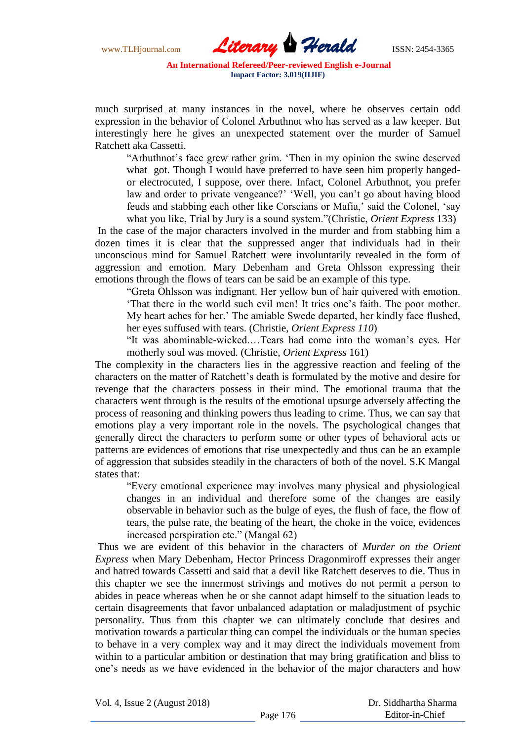much surprised at many instances in the novel, where he observes certain odd expression in the behavior of Colonel Arbuthnot who has served as a law keeper. But interestingly here he gives an unexpected statement over the murder of Samuel Ratchett aka Cassetti.

> "Arbuthnot's face grew rather grim. 'Then in my opinion the swine deserved what got. Though I would have preferred to have seen him properly hanged- or electrocuted, I suppose, over there. Infact, Colonel Arbuthnot, you prefer law and order to private vengeance?' 'Well, you can't go about having blood feuds and stabbing each other like Corscians or Mafia,' said the Colonel, 'say what you like, Trial by Jury is a sound system."(Christie, *Orient Express* 133)

In the case of the major characters involved in the murder and from stabbing him a dozen times it is clear that the suppressed anger that individuals had in their unconscious mind for Samuel Ratchett were involuntarily revealed in the form of aggression and emotion. Mary Debenham and Greta Ohlsson expressing their emotions through the flows of tears can be said be an example of this type.

> "Greta Ohlsson was indignant. Her yellow bun of hair quivered with emotion. 'That there in the world such evil men! It tries one's faith. The poor mother. My heart aches for her.' The amiable Swede departed, her kindly face flushed, her eyes suffused with tears. (Christie, *Orient Express 110*)
>
> "It was abominable-wicked.…Tears had come into the woman's eyes. Her motherly soul was moved. (Christie, *Orient Express* 161)

The complexity in the characters lies in the aggressive reaction and feeling of the characters on the matter of Ratchett's death is formulated by the motive and desire for revenge that the characters possess in their mind. The emotional trauma that the characters went through is the results of the emotional upsurge adversely affecting the process of reasoning and thinking powers thus leading to crime. Thus, we can say that emotions play a very important role in the novels. The psychological changes that generally direct the characters to perform some or other types of behavioral acts or patterns are evidences of emotions that rise unexpectedly and thus can be an example of aggression that subsides steadily in the characters of both of the novel. S.K Mangal states that:

> "Every emotional experience may involves many physical and physiological changes in an individual and therefore some of the changes are easily observable in behavior such as the bulge of eyes, the flush of face, the flow of tears, the pulse rate, the beating of the heart, the choke in the voice, evidences increased perspiration etc." (Mangal 62)

Thus we are evident of this behavior in the characters of *Murder on the Orient Express* when Mary Debenham, Hector Princess Dragonmiroff expresses their anger and hatred towards Cassetti and said that a devil like Ratchett deserves to die. Thus in this chapter we see the innermost strivings and motives do not permit a person to abides in peace whereas when he or she cannot adapt himself to the situation leads to certain disagreements that favor unbalanced adaptation or maladjustment of psychic personality. Thus from this chapter we can ultimately conclude that desires and motivation towards a particular thing can compel the individuals or the human species to behave in a very complex way and it may direct the individuals movement from within to a particular ambition or destination that may bring gratification and bliss to one's needs as we have evidenced in the behavior of the major characters and how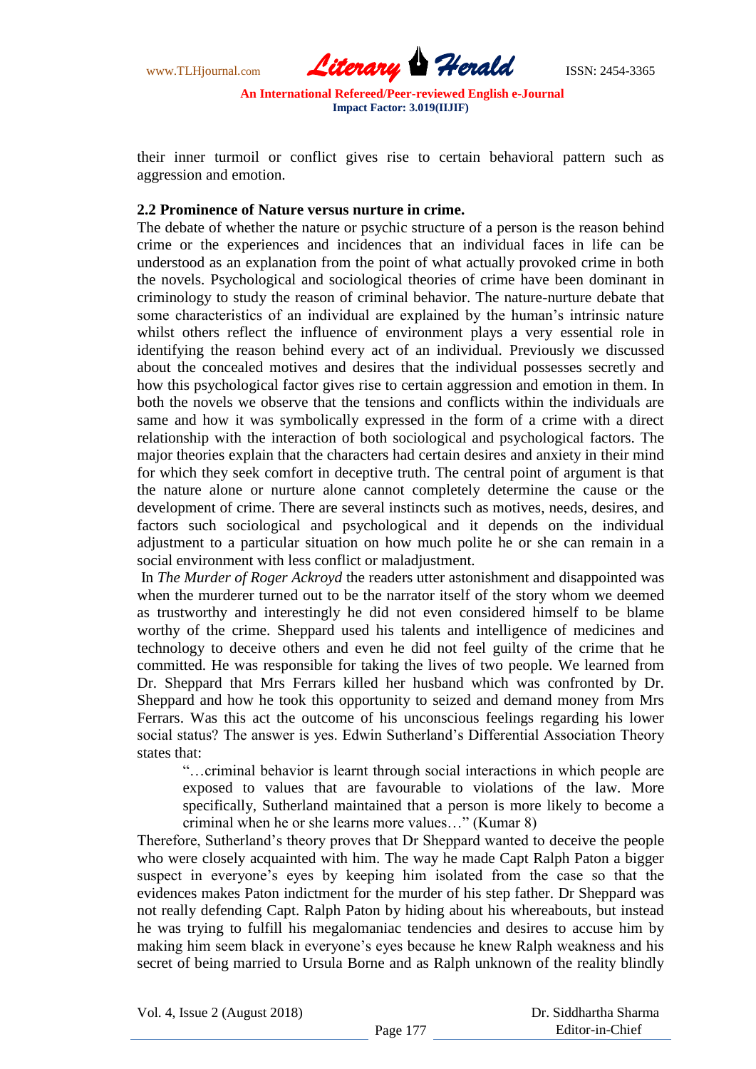their inner turmoil or conflict gives rise to certain behavioral pattern such as aggression and emotion.

### 2.2 Prominence of Nature versus nurture in crime.

The debate of whether the nature or psychic structure of a person is the reason behind crime or the experiences and incidences that an individual faces in life can be understood as an explanation from the point of what actually provoked crime in both the novels. Psychological and sociological theories of crime have been dominant in criminology to study the reason of criminal behavior. The nature-nurture debate that some characteristics of an individual are explained by the human's intrinsic nature whilst others reflect the influence of environment plays a very essential role in identifying the reason behind every act of an individual. Previously we discussed about the concealed motives and desires that the individual possesses secretly and how this psychological factor gives rise to certain aggression and emotion in them. In both the novels we observe that the tensions and conflicts within the individuals are same and how it was symbolically expressed in the form of a crime with a direct relationship with the interaction of both sociological and psychological factors. The major theories explain that the characters had certain desires and anxiety in their mind for which they seek comfort in deceptive truth. The central point of argument is that the nature alone or nurture alone cannot completely determine the cause or the development of crime. There are several instincts such as motives, needs, desires, and factors such sociological and psychological and it depends on the individual adjustment to a particular situation on how much polite he or she can remain in a social environment with less conflict or maladjustment.

In *The Murder of Roger Ackroyd* the readers utter astonishment and disappointed was when the murderer turned out to be the narrator itself of the story whom we deemed as trustworthy and interestingly he did not even considered himself to be blame worthy of the crime. Sheppard used his talents and intelligence of medicines and technology to deceive others and even he did not feel guilty of the crime that he committed. He was responsible for taking the lives of two people. We learned from Dr. Sheppard that Mrs Ferrars killed her husband which was confronted by Dr. Sheppard and how he took this opportunity to seized and demand money from Mrs Ferrars. Was this act the outcome of his unconscious feelings regarding his lower social status? The answer is yes. Edwin Sutherland's Differential Association Theory states that:

> "…criminal behavior is learnt through social interactions in which people are exposed to values that are favourable to violations of the law. More specifically, Sutherland maintained that a person is more likely to become a criminal when he or she learns more values…" (Kumar 8)

Therefore, Sutherland's theory proves that Dr Sheppard wanted to deceive the people who were closely acquainted with him. The way he made Capt Ralph Paton a bigger suspect in everyone's eyes by keeping him isolated from the case so that the evidences makes Paton indictment for the murder of his step father. Dr Sheppard was not really defending Capt. Ralph Paton by hiding about his whereabouts, but instead he was trying to fulfill his megalomaniac tendencies and desires to accuse him by making him seem black in everyone's eyes because he knew Ralph weakness and his secret of being married to Ursula Borne and as Ralph unknown of the reality blindly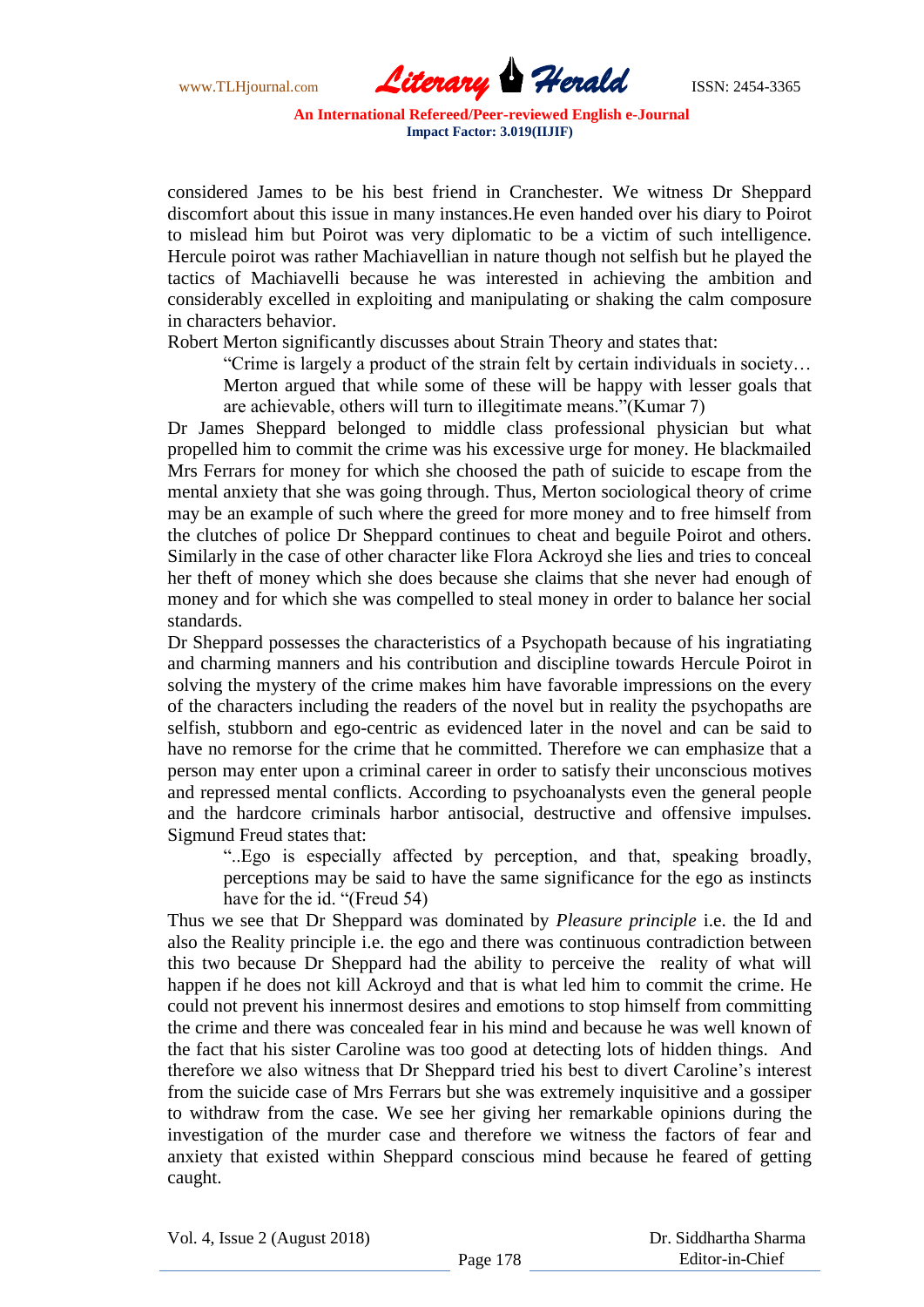considered James to be his best friend in Cranchester. We witness Dr Sheppard discomfort about this issue in many instances.He even handed over his diary to Poirot to mislead him but Poirot was very diplomatic to be a victim of such intelligence. Hercule poirot was rather Machiavellian in nature though not selfish but he played the tactics of Machiavelli because he was interested in achieving the ambition and considerably excelled in exploiting and manipulating or shaking the calm composure in characters behavior.

Robert Merton significantly discusses about Strain Theory and states that:

> "Crime is largely a product of the strain felt by certain individuals in society… Merton argued that while some of these will be happy with lesser goals that are achievable, others will turn to illegitimate means."(Kumar 7)

Dr James Sheppard belonged to middle class professional physician but what propelled him to commit the crime was his excessive urge for money. He blackmailed Mrs Ferrars for money for which she choosed the path of suicide to escape from the mental anxiety that she was going through. Thus, Merton sociological theory of crime may be an example of such where the greed for more money and to free himself from the clutches of police Dr Sheppard continues to cheat and beguile Poirot and others. Similarly in the case of other character like Flora Ackroyd she lies and tries to conceal her theft of money which she does because she claims that she never had enough of money and for which she was compelled to steal money in order to balance her social standards.

Dr Sheppard possesses the characteristics of a Psychopath because of his ingratiating and charming manners and his contribution and discipline towards Hercule Poirot in solving the mystery of the crime makes him have favorable impressions on the every of the characters including the readers of the novel but in reality the psychopaths are selfish, stubborn and ego-centric as evidenced later in the novel and can be said to have no remorse for the crime that he committed. Therefore we can emphasize that a person may enter upon a criminal career in order to satisfy their unconscious motives and repressed mental conflicts. According to psychoanalysts even the general people and the hardcore criminals harbor antisocial, destructive and offensive impulses. Sigmund Freud states that:

> "..Ego is especially affected by perception, and that, speaking broadly, perceptions may be said to have the same significance for the ego as instincts have for the id. "(Freud 54)

Thus we see that Dr Sheppard was dominated by *Pleasure principle* i.e. the Id and also the Reality principle i.e. the ego and there was continuous contradiction between this two because Dr Sheppard had the ability to perceive the reality of what will happen if he does not kill Ackroyd and that is what led him to commit the crime. He could not prevent his innermost desires and emotions to stop himself from committing the crime and there was concealed fear in his mind and because he was well known of the fact that his sister Caroline was too good at detecting lots of hidden things. And therefore we also witness that Dr Sheppard tried his best to divert Caroline's interest from the suicide case of Mrs Ferrars but she was extremely inquisitive and a gossiper to withdraw from the case. We see her giving her remarkable opinions during the investigation of the murder case and therefore we witness the factors of fear and anxiety that existed within Sheppard conscious mind because he feared of getting caught.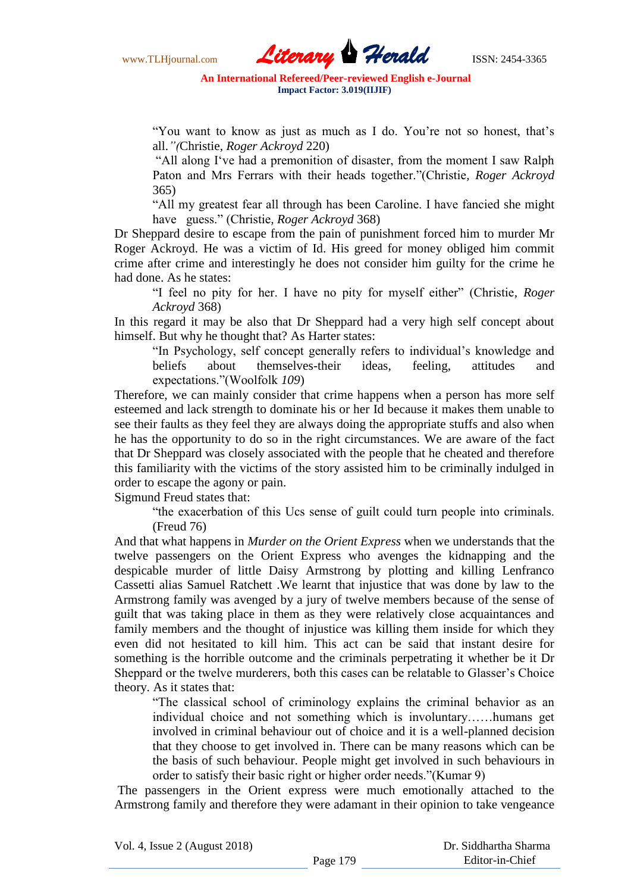> "You want to know as just as much as I do. You're not so honest, that's all.*"(*Christie, *Roger Ackroyd* 220)
>
> "All along I've had a premonition of disaster, from the moment I saw Ralph Paton and Mrs Ferrars with their heads together."(Christie*, Roger Ackroyd* 365)
>
> "All my greatest fear all through has been Caroline. I have fancied she might have guess." (Christie*, Roger Ackroyd* 368)

Dr Sheppard desire to escape from the pain of punishment forced him to murder Mr Roger Ackroyd. He was a victim of Id. His greed for money obliged him commit crime after crime and interestingly he does not consider him guilty for the crime he had done. As he states:

> "I feel no pity for her. I have no pity for myself either" (Christie*, Roger Ackroyd* 368)

In this regard it may be also that Dr Sheppard had a very high self concept about himself. But why he thought that? As Harter states:

> "In Psychology, self concept generally refers to individual's knowledge and beliefs about themselves-their ideas, feeling, attitudes and expectations."(Woolfolk *109*)

Therefore, we can mainly consider that crime happens when a person has more self esteemed and lack strength to dominate his or her Id because it makes them unable to see their faults as they feel they are always doing the appropriate stuffs and also when he has the opportunity to do so in the right circumstances. We are aware of the fact that Dr Sheppard was closely associated with the people that he cheated and therefore this familiarity with the victims of the story assisted him to be criminally indulged in order to escape the agony or pain.

Sigmund Freud states that:

> "the exacerbation of this Ucs sense of guilt could turn people into criminals. (Freud 76)

And that what happens in *Murder on the Orient Express* when we understands that the twelve passengers on the Orient Express who avenges the kidnapping and the despicable murder of little Daisy Armstrong by plotting and killing Lenfranco Cassetti alias Samuel Ratchett .We learnt that injustice that was done by law to the Armstrong family was avenged by a jury of twelve members because of the sense of guilt that was taking place in them as they were relatively close acquaintances and family members and the thought of injustice was killing them inside for which they even did not hesitated to kill him. This act can be said that instant desire for something is the horrible outcome and the criminals perpetrating it whether be it Dr Sheppard or the twelve murderers, both this cases can be relatable to Glasser's Choice theory. As it states that:

> "The classical school of criminology explains the criminal behavior as an individual choice and not something which is involuntary……humans get involved in criminal behaviour out of choice and it is a well-planned decision that they choose to get involved in. There can be many reasons which can be the basis of such behaviour. People might get involved in such behaviours in order to satisfy their basic right or higher order needs."(Kumar 9)

The passengers in the Orient express were much emotionally attached to the Armstrong family and therefore they were adamant in their opinion to take vengeance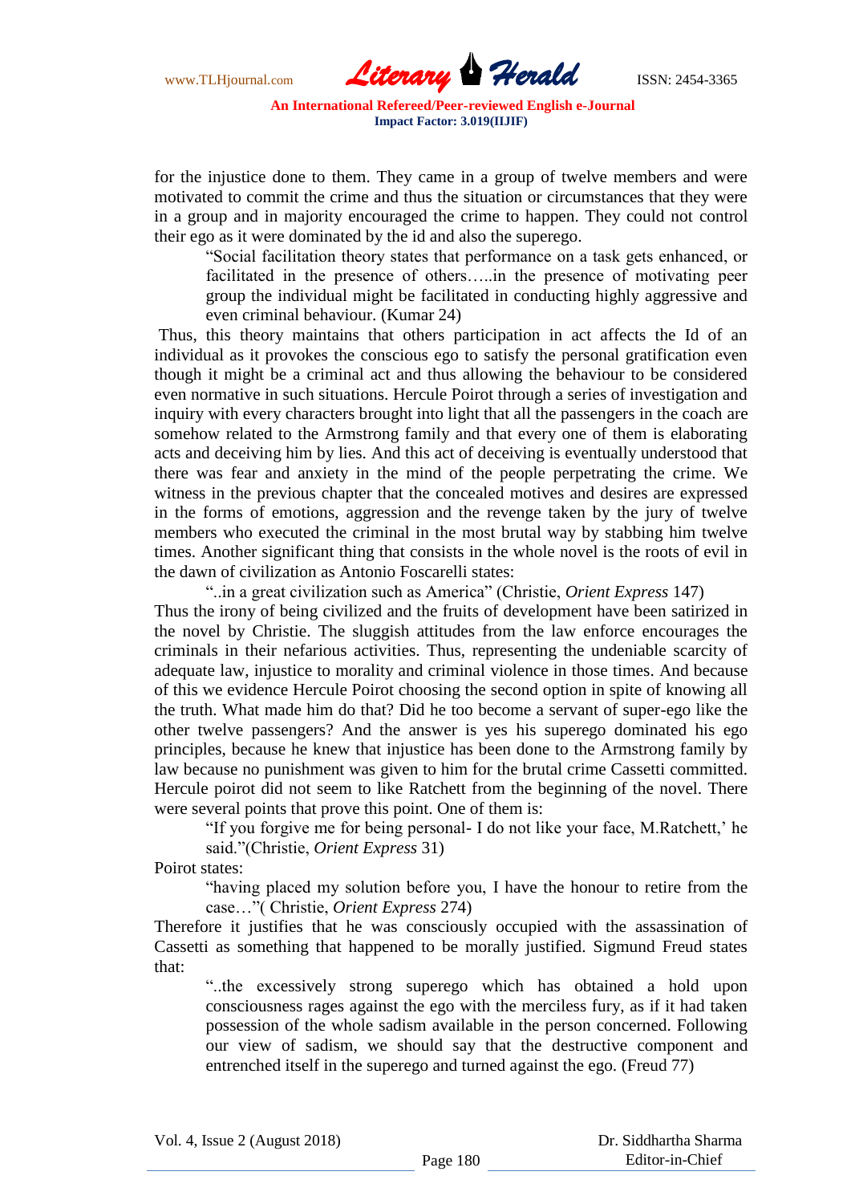for the injustice done to them. They came in a group of twelve members and were motivated to commit the crime and thus the situation or circumstances that they were in a group and in majority encouraged the crime to happen. They could not control their ego as it were dominated by the id and also the superego.

> "Social facilitation theory states that performance on a task gets enhanced, or facilitated in the presence of others…..in the presence of motivating peer group the individual might be facilitated in conducting highly aggressive and even criminal behaviour. (Kumar 24)

Thus, this theory maintains that others participation in act affects the Id of an individual as it provokes the conscious ego to satisfy the personal gratification even though it might be a criminal act and thus allowing the behaviour to be considered even normative in such situations. Hercule Poirot through a series of investigation and inquiry with every characters brought into light that all the passengers in the coach are somehow related to the Armstrong family and that every one of them is elaborating acts and deceiving him by lies. And this act of deceiving is eventually understood that there was fear and anxiety in the mind of the people perpetrating the crime. We witness in the previous chapter that the concealed motives and desires are expressed in the forms of emotions, aggression and the revenge taken by the jury of twelve members who executed the criminal in the most brutal way by stabbing him twelve times. Another significant thing that consists in the whole novel is the roots of evil in the dawn of civilization as Antonio Foscarelli states:

> "..in a great civilization such as America" (Christie, *Orient Express* 147)

Thus the irony of being civilized and the fruits of development have been satirized in the novel by Christie. The sluggish attitudes from the law enforce encourages the criminals in their nefarious activities. Thus, representing the undeniable scarcity of adequate law, injustice to morality and criminal violence in those times. And because of this we evidence Hercule Poirot choosing the second option in spite of knowing all the truth. What made him do that? Did he too become a servant of super-ego like the other twelve passengers? And the answer is yes his superego dominated his ego principles, because he knew that injustice has been done to the Armstrong family by law because no punishment was given to him for the brutal crime Cassetti committed. Hercule poirot did not seem to like Ratchett from the beginning of the novel. There were several points that prove this point. One of them is:

> "If you forgive me for being personal- I do not like your face, M.Ratchett,' he said."(Christie, *Orient Express* 31)

Poirot states:

> "having placed my solution before you, I have the honour to retire from the case…"( Christie, *Orient Express* 274)

Therefore it justifies that he was consciously occupied with the assassination of Cassetti as something that happened to be morally justified. Sigmund Freud states that:

> "..the excessively strong superego which has obtained a hold upon consciousness rages against the ego with the merciless fury, as if it had taken possession of the whole sadism available in the person concerned. Following our view of sadism, we should say that the destructive component and entrenched itself in the superego and turned against the ego. (Freud 77)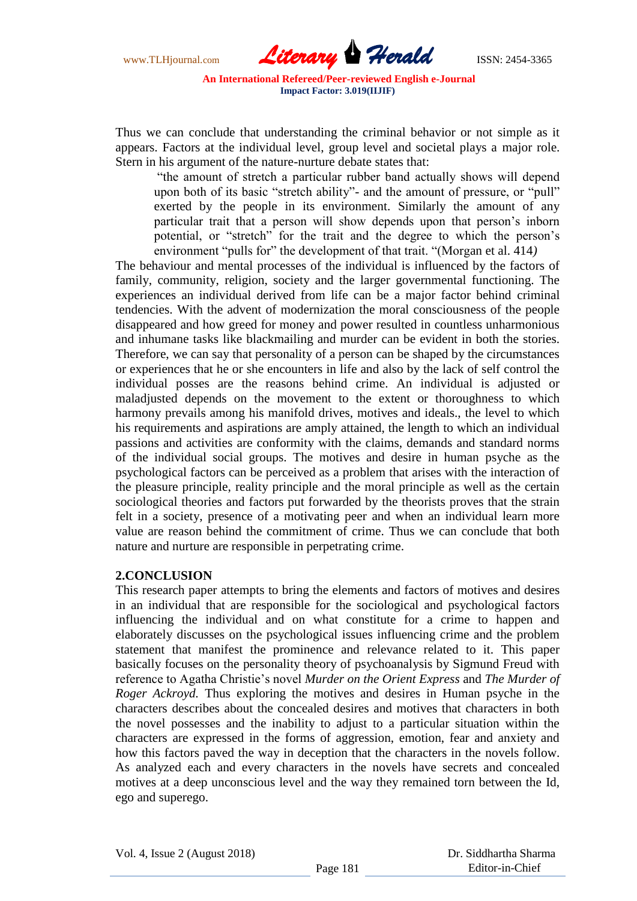Thus we can conclude that understanding the criminal behavior or not simple as it appears. Factors at the individual level, group level and societal plays a major role. Stern in his argument of the nature-nurture debate states that:

> "the amount of stretch a particular rubber band actually shows will depend upon both of its basic "stretch ability"- and the amount of pressure, or "pull" exerted by the people in its environment. Similarly the amount of any particular trait that a person will show depends upon that person's inborn potential, or "stretch" for the trait and the degree to which the person's environment "pulls for" the development of that trait. "(Morgan et al. 414*)*

The behaviour and mental processes of the individual is influenced by the factors of family, community, religion, society and the larger governmental functioning. The experiences an individual derived from life can be a major factor behind criminal tendencies. With the advent of modernization the moral consciousness of the people disappeared and how greed for money and power resulted in countless unharmonious and inhumane tasks like blackmailing and murder can be evident in both the stories. Therefore, we can say that personality of a person can be shaped by the circumstances or experiences that he or she encounters in life and also by the lack of self control the individual posses are the reasons behind crime. An individual is adjusted or maladjusted depends on the movement to the extent or thoroughness to which harmony prevails among his manifold drives, motives and ideals., the level to which his requirements and aspirations are amply attained, the length to which an individual passions and activities are conformity with the claims, demands and standard norms of the individual social groups. The motives and desire in human psyche as the psychological factors can be perceived as a problem that arises with the interaction of the pleasure principle, reality principle and the moral principle as well as the certain sociological theories and factors put forwarded by the theorists proves that the strain felt in a society, presence of a motivating peer and when an individual learn more value are reason behind the commitment of crime. Thus we can conclude that both nature and nurture are responsible in perpetrating crime.

## 2.CONCLUSION

This research paper attempts to bring the elements and factors of motives and desires in an individual that are responsible for the sociological and psychological factors influencing the individual and on what constitute for a crime to happen and elaborately discusses on the psychological issues influencing crime and the problem statement that manifest the prominence and relevance related to it. This paper basically focuses on the personality theory of psychoanalysis by Sigmund Freud with reference to Agatha Christie's novel *Murder on the Orient Express* and *The Murder of Roger Ackroyd.* Thus exploring the motives and desires in Human psyche in the characters describes about the concealed desires and motives that characters in both the novel possesses and the inability to adjust to a particular situation within the characters are expressed in the forms of aggression, emotion, fear and anxiety and how this factors paved the way in deception that the characters in the novels follow. As analyzed each and every characters in the novels have secrets and concealed motives at a deep unconscious level and the way they remained torn between the Id, ego and superego.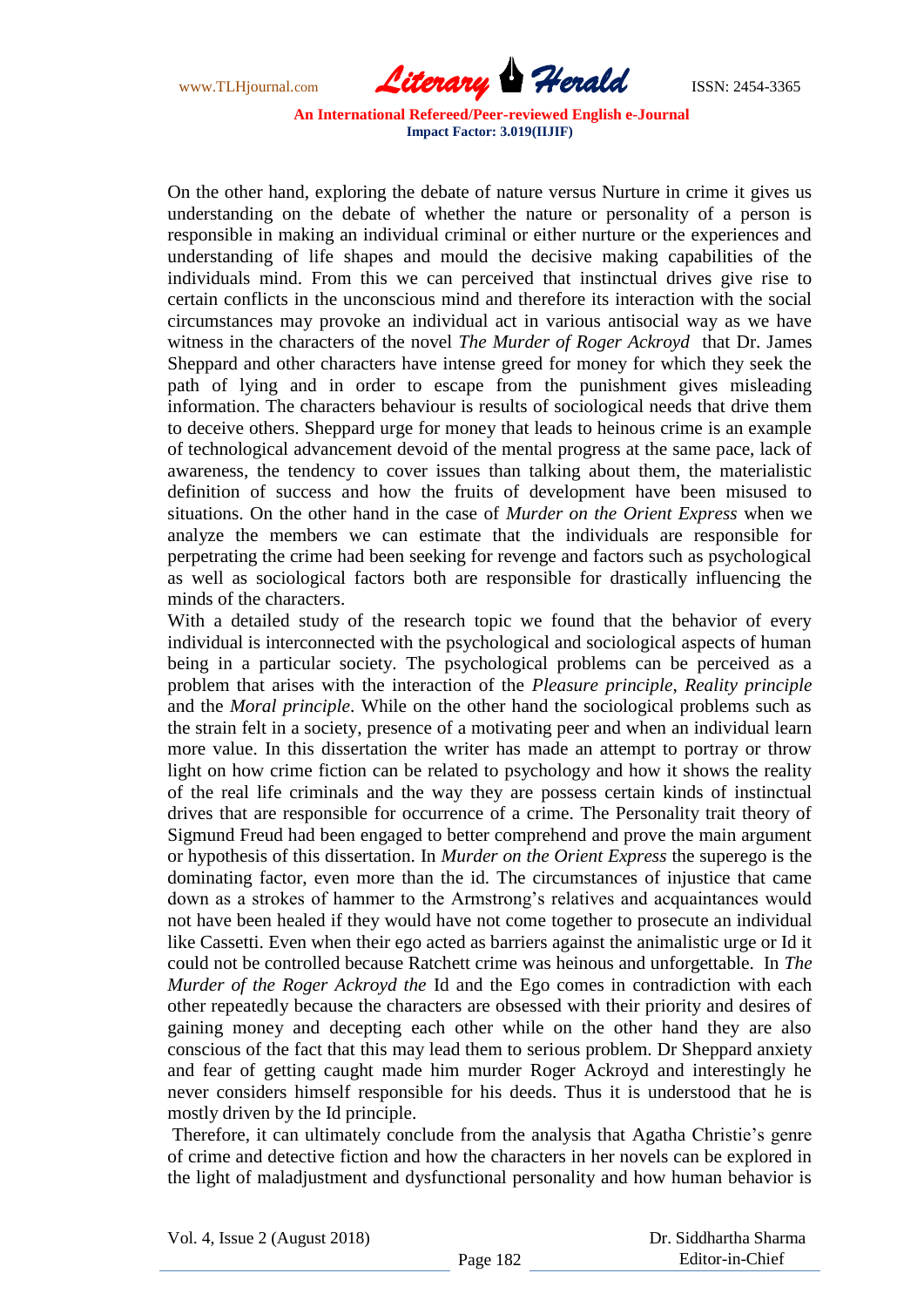On the other hand, exploring the debate of nature versus Nurture in crime it gives us understanding on the debate of whether the nature or personality of a person is responsible in making an individual criminal or either nurture or the experiences and understanding of life shapes and mould the decisive making capabilities of the individuals mind. From this we can perceived that instinctual drives give rise to certain conflicts in the unconscious mind and therefore its interaction with the social circumstances may provoke an individual act in various antisocial way as we have witness in the characters of the novel *The Murder of Roger Ackroyd* that Dr. James Sheppard and other characters have intense greed for money for which they seek the path of lying and in order to escape from the punishment gives misleading information. The characters behaviour is results of sociological needs that drive them to deceive others. Sheppard urge for money that leads to heinous crime is an example of technological advancement devoid of the mental progress at the same pace, lack of awareness, the tendency to cover issues than talking about them, the materialistic definition of success and how the fruits of development have been misused to situations. On the other hand in the case of *Murder on the Orient Express* when we analyze the members we can estimate that the individuals are responsible for perpetrating the crime had been seeking for revenge and factors such as psychological as well as sociological factors both are responsible for drastically influencing the minds of the characters.

With a detailed study of the research topic we found that the behavior of every individual is interconnected with the psychological and sociological aspects of human being in a particular society. The psychological problems can be perceived as a problem that arises with the interaction of the *Pleasure principle*, *Reality principle* and the *Moral principle*. While on the other hand the sociological problems such as the strain felt in a society, presence of a motivating peer and when an individual learn more value. In this dissertation the writer has made an attempt to portray or throw light on how crime fiction can be related to psychology and how it shows the reality of the real life criminals and the way they are possess certain kinds of instinctual drives that are responsible for occurrence of a crime. The Personality trait theory of Sigmund Freud had been engaged to better comprehend and prove the main argument or hypothesis of this dissertation. In *Murder on the Orient Express* the superego is the dominating factor, even more than the id. The circumstances of injustice that came down as a strokes of hammer to the Armstrong's relatives and acquaintances would not have been healed if they would have not come together to prosecute an individual like Cassetti. Even when their ego acted as barriers against the animalistic urge or Id it could not be controlled because Ratchett crime was heinous and unforgettable. In *The Murder of the Roger Ackroyd the* Id and the Ego comes in contradiction with each other repeatedly because the characters are obsessed with their priority and desires of gaining money and decepting each other while on the other hand they are also conscious of the fact that this may lead them to serious problem. Dr Sheppard anxiety and fear of getting caught made him murder Roger Ackroyd and interestingly he never considers himself responsible for his deeds. Thus it is understood that he is mostly driven by the Id principle.

Therefore, it can ultimately conclude from the analysis that Agatha Christie's genre of crime and detective fiction and how the characters in her novels can be explored in the light of maladjustment and dysfunctional personality and how human behavior is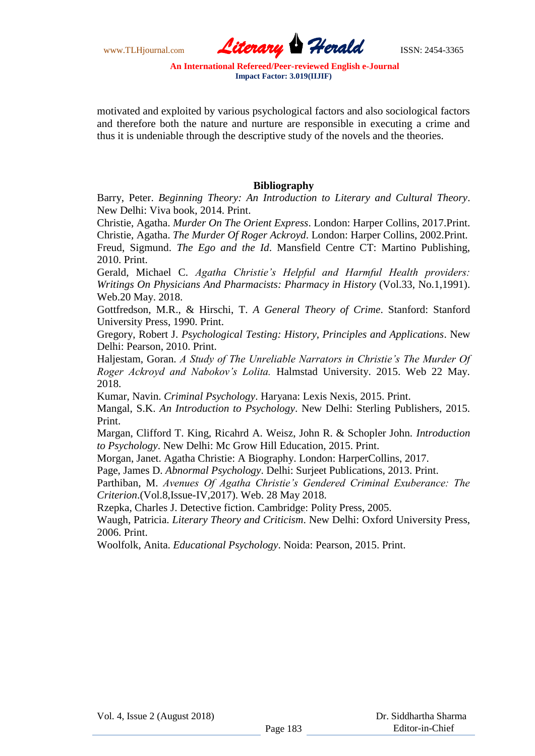motivated and exploited by various psychological factors and also sociological factors and therefore both the nature and nurture are responsible in executing a crime and thus it is undeniable through the descriptive study of the novels and the theories.

## Bibliography

Barry, Peter. *Beginning Theory: An Introduction to Literary and Cultural Theory*. New Delhi: Viva book, 2014. Print.

Christie, Agatha. *Murder On The Orient Express*. London: Harper Collins, 2017.Print.

Christie, Agatha. *The Murder Of Roger Ackroyd*. London: Harper Collins, 2002.Print.

Freud, Sigmund. *The Ego and the Id*. Mansfield Centre CT: Martino Publishing, 2010. Print.

Gerald, Michael C. *Agatha Christie's Helpful and Harmful Health providers: Writings On Physicians And Pharmacists: Pharmacy in History* (Vol.33, No.1,1991). Web.20 May. 2018.

Gottfredson, M.R., & Hirschi, T. *A General Theory of Crime*. Stanford: Stanford University Press, 1990. Print.

Gregory, Robert J. *Psychological Testing: History, Principles and Applications*. New Delhi: Pearson, 2010. Print.

Haljestam, Goran. *A Study of The Unreliable Narrators in Christie's The Murder Of Roger Ackroyd and Nabokov's Lolita.* Halmstad University. 2015. Web 22 May. 2018.

Kumar, Navin. *Criminal Psychology*. Haryana: Lexis Nexis, 2015. Print.

Mangal, S.K. *An Introduction to Psychology*. New Delhi: Sterling Publishers, 2015. Print.

Margan, Clifford T. King, Ricahrd A. Weisz, John R. & Schopler John. *Introduction to Psychology*. New Delhi: Mc Grow Hill Education, 2015. Print.

Morgan, Janet. Agatha Christie: A Biography. London: HarperCollins, 2017.

Page, James D. *Abnormal Psychology*. Delhi: Surjeet Publications, 2013. Print.

Parthiban, M. *Avenues Of Agatha Christie's Gendered Criminal Exuberance: The Criterion*.(Vol.8,Issue-IV,2017). Web. 28 May 2018.

Rzepka, Charles J. Detective fiction. Cambridge: Polity Press, 2005.

Waugh, Patricia. *Literary Theory and Criticism*. New Delhi: Oxford University Press, 2006. Print.

Woolfolk, Anita. *Educational Psychology*. Noida: Pearson, 2015. Print.